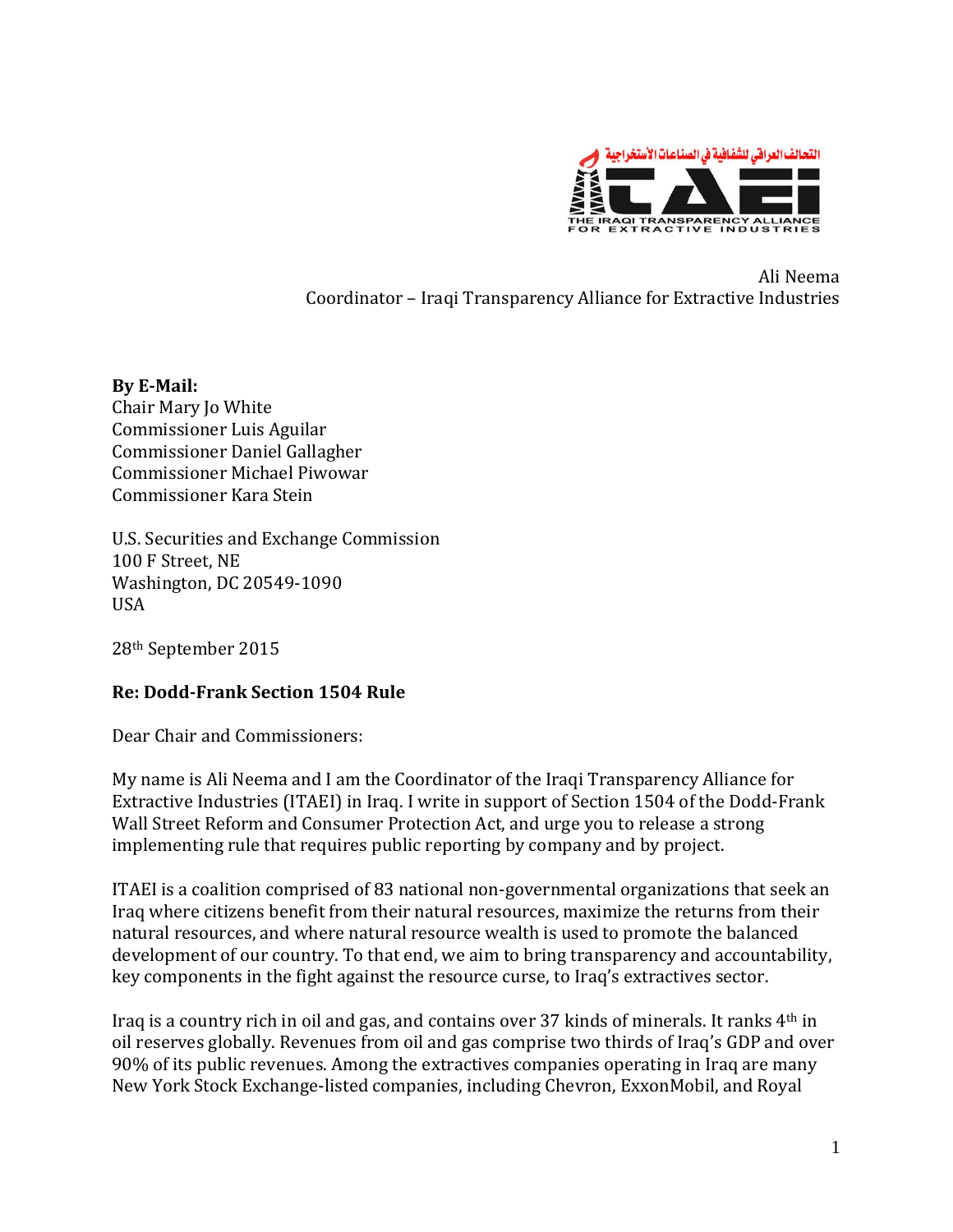التحالف العراقي للشفافية في الصناعات الأستخراجية

ITAEI

THE IRAQI TRANSPARENCY ALLIANCE FOR EXTRACTIVE INDUSTRIES

Ali Neema
Coordinator – Iraqi Transparency Alliance for Extractive Industries

**By E-Mail:**
Chair Mary Jo White
Commissioner Luis Aguilar
Commissioner Daniel Gallagher
Commissioner Michael Piwowar
Commissioner Kara Stein

U.S. Securities and Exchange Commission
100 F Street, NE
Washington, DC 20549-1090
USA

28th September 2015

**Re: Dodd-Frank Section 1504 Rule**

Dear Chair and Commissioners:

My name is Ali Neema and I am the Coordinator of the Iraqi Transparency Alliance for Extractive Industries (ITAEI) in Iraq. I write in support of Section 1504 of the Dodd-Frank Wall Street Reform and Consumer Protection Act, and urge you to release a strong implementing rule that requires public reporting by company and by project.

ITAEI is a coalition comprised of 83 national non-governmental organizations that seek an Iraq where citizens benefit from their natural resources, maximize the returns from their natural resources, and where natural resource wealth is used to promote the balanced development of our country. To that end, we aim to bring transparency and accountability, key components in the fight against the resource curse, to Iraq's extractives sector.

Iraq is a country rich in oil and gas, and contains over 37 kinds of minerals. It ranks 4th in oil reserves globally. Revenues from oil and gas comprise two thirds of Iraq's GDP and over 90% of its public revenues. Among the extractives companies operating in Iraq are many New York Stock Exchange-listed companies, including Chevron, ExxonMobil, and Royal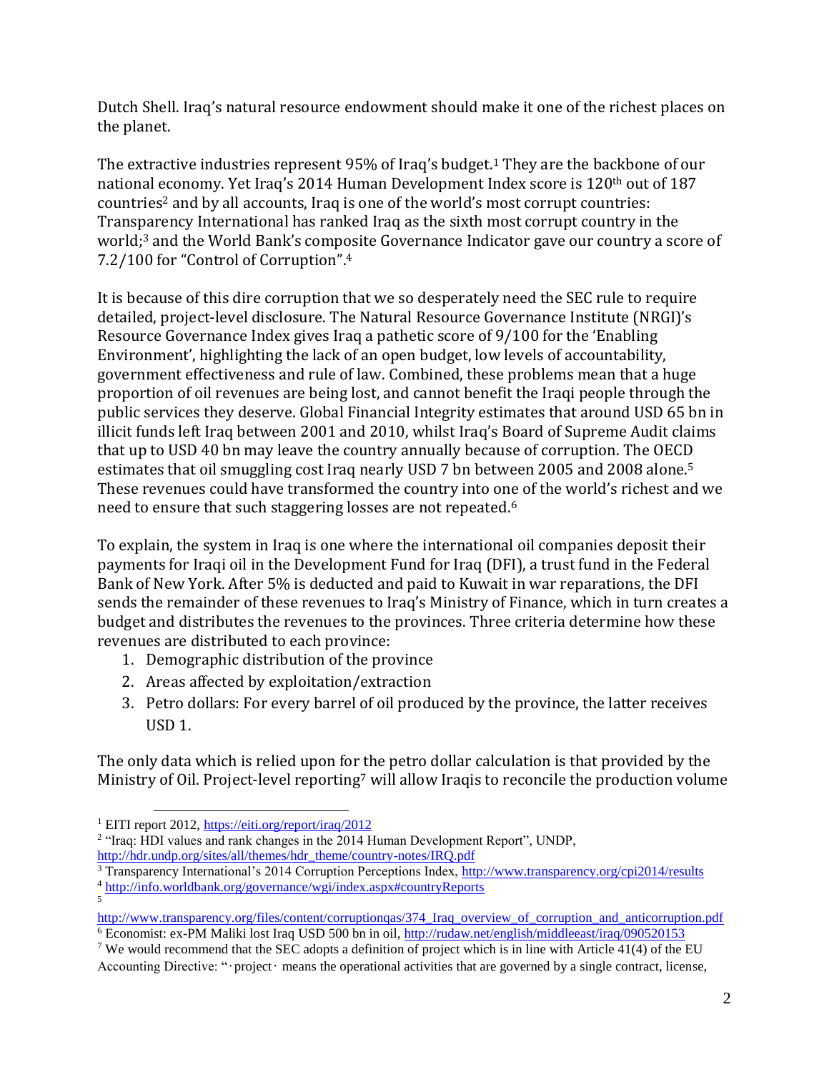Dutch Shell. Iraq's natural resource endowment should make it one of the richest places on the planet.

The extractive industries represent 95% of Iraq's budget.[1] They are the backbone of our national economy. Yet Iraq's 2014 Human Development Index score is 120th out of 187 countries[2] and by all accounts, Iraq is one of the world's most corrupt countries: Transparency International has ranked Iraq as the sixth most corrupt country in the world;[3] and the World Bank's composite Governance Indicator gave our country a score of 7.2/100 for "Control of Corruption".[4]

It is because of this dire corruption that we so desperately need the SEC rule to require detailed, project-level disclosure. The Natural Resource Governance Institute (NRGI)'s Resource Governance Index gives Iraq a pathetic score of 9/100 for the 'Enabling Environment', highlighting the lack of an open budget, low levels of accountability, government effectiveness and rule of law. Combined, these problems mean that a huge proportion of oil revenues are being lost, and cannot benefit the Iraqi people through the public services they deserve. Global Financial Integrity estimates that around USD 65 bn in illicit funds left Iraq between 2001 and 2010, whilst Iraq's Board of Supreme Audit claims that up to USD 40 bn may leave the country annually because of corruption. The OECD estimates that oil smuggling cost Iraq nearly USD 7 bn between 2005 and 2008 alone.[5] These revenues could have transformed the country into one of the world's richest and we need to ensure that such staggering losses are not repeated.[6]

To explain, the system in Iraq is one where the international oil companies deposit their payments for Iraqi oil in the Development Fund for Iraq (DFI), a trust fund in the Federal Bank of New York. After 5% is deducted and paid to Kuwait in war reparations, the DFI sends the remainder of these revenues to Iraq's Ministry of Finance, which in turn creates a budget and distributes the revenues to the provinces. Three criteria determine how these revenues are distributed to each province:

1. Demographic distribution of the province
2. Areas affected by exploitation/extraction
3. Petro dollars: For every barrel of oil produced by the province, the latter receives USD 1.

The only data which is relied upon for the petro dollar calculation is that provided by the Ministry of Oil. Project-level reporting[7] will allow Iraqis to reconcile the production volume

---

[1] EITI report 2012, https://eiti.org/report/iraq/2012

[2] "Iraq: HDI values and rank changes in the 2014 Human Development Report", UNDP, http://hdr.undp.org/sites/all/themes/hdr_theme/country-notes/IRQ.pdf

[3] Transparency International's 2014 Corruption Perceptions Index, http://www.transparency.org/cpi2014/results

[4] http://info.worldbank.org/governance/wgi/index.aspx#countryReports

[5] http://www.transparency.org/files/content/corruptionqas/374_Iraq_overview_of_corruption_and_anticorruption.pdf

[6] Economist: ex-PM Maliki lost Iraq USD 500 bn in oil, http://rudaw.net/english/middleeast/iraq/090520153

[7] We would recommend that the SEC adopts a definition of project which is in line with Article 41(4) of the EU Accounting Directive: "·project· means the operational activities that are governed by a single contract, license,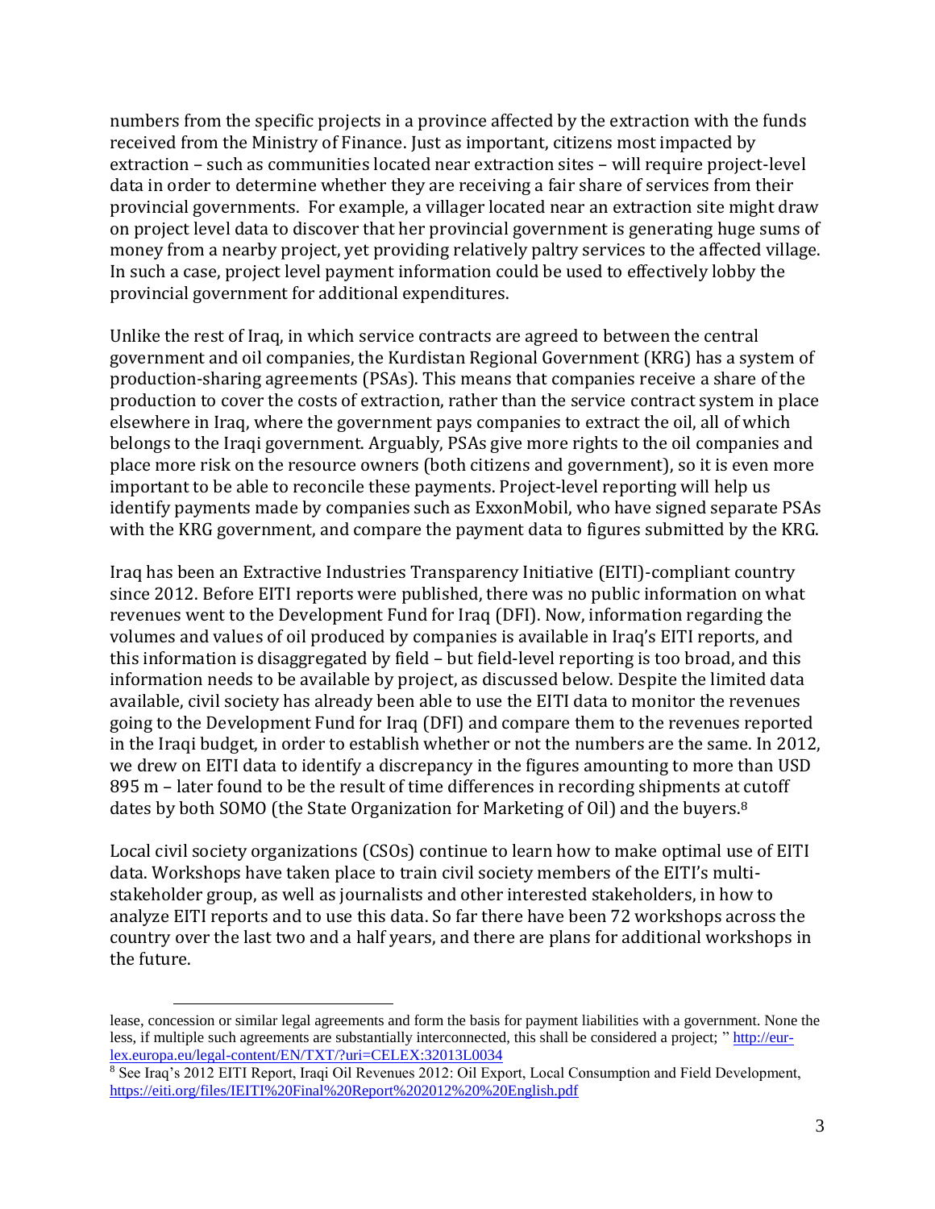numbers from the specific projects in a province affected by the extraction with the funds received from the Ministry of Finance. Just as important, citizens most impacted by extraction – such as communities located near extraction sites – will require project-level data in order to determine whether they are receiving a fair share of services from their provincial governments. For example, a villager located near an extraction site might draw on project level data to discover that her provincial government is generating huge sums of money from a nearby project, yet providing relatively paltry services to the affected village. In such a case, project level payment information could be used to effectively lobby the provincial government for additional expenditures.

Unlike the rest of Iraq, in which service contracts are agreed to between the central government and oil companies, the Kurdistan Regional Government (KRG) has a system of production-sharing agreements (PSAs). This means that companies receive a share of the production to cover the costs of extraction, rather than the service contract system in place elsewhere in Iraq, where the government pays companies to extract the oil, all of which belongs to the Iraqi government. Arguably, PSAs give more rights to the oil companies and place more risk on the resource owners (both citizens and government), so it is even more important to be able to reconcile these payments. Project-level reporting will help us identify payments made by companies such as ExxonMobil, who have signed separate PSAs with the KRG government, and compare the payment data to figures submitted by the KRG.

Iraq has been an Extractive Industries Transparency Initiative (EITI)-compliant country since 2012. Before EITI reports were published, there was no public information on what revenues went to the Development Fund for Iraq (DFI). Now, information regarding the volumes and values of oil produced by companies is available in Iraq's EITI reports, and this information is disaggregated by field – but field-level reporting is too broad, and this information needs to be available by project, as discussed below. Despite the limited data available, civil society has already been able to use the EITI data to monitor the revenues going to the Development Fund for Iraq (DFI) and compare them to the revenues reported in the Iraqi budget, in order to establish whether or not the numbers are the same. In 2012, we drew on EITI data to identify a discrepancy in the figures amounting to more than USD 895 m – later found to be the result of time differences in recording shipments at cutoff dates by both SOMO (the State Organization for Marketing of Oil) and the buyers.[8]

Local civil society organizations (CSOs) continue to learn how to make optimal use of EITI data. Workshops have taken place to train civil society members of the EITI's multi-stakeholder group, as well as journalists and other interested stakeholders, in how to analyze EITI reports and to use this data. So far there have been 72 workshops across the country over the last two and a half years, and there are plans for additional workshops in the future.

---

lease, concession or similar legal agreements and form the basis for payment liabilities with a government. None the less, if multiple such agreements are substantially interconnected, this shall be considered a project; " http://eur-lex.europa.eu/legal-content/EN/TXT/?uri=CELEX:32013L0034

[8] See Iraq's 2012 EITI Report, Iraqi Oil Revenues 2012: Oil Export, Local Consumption and Field Development, https://eiti.org/files/IEITI%20Final%20Report%202012%20%20English.pdf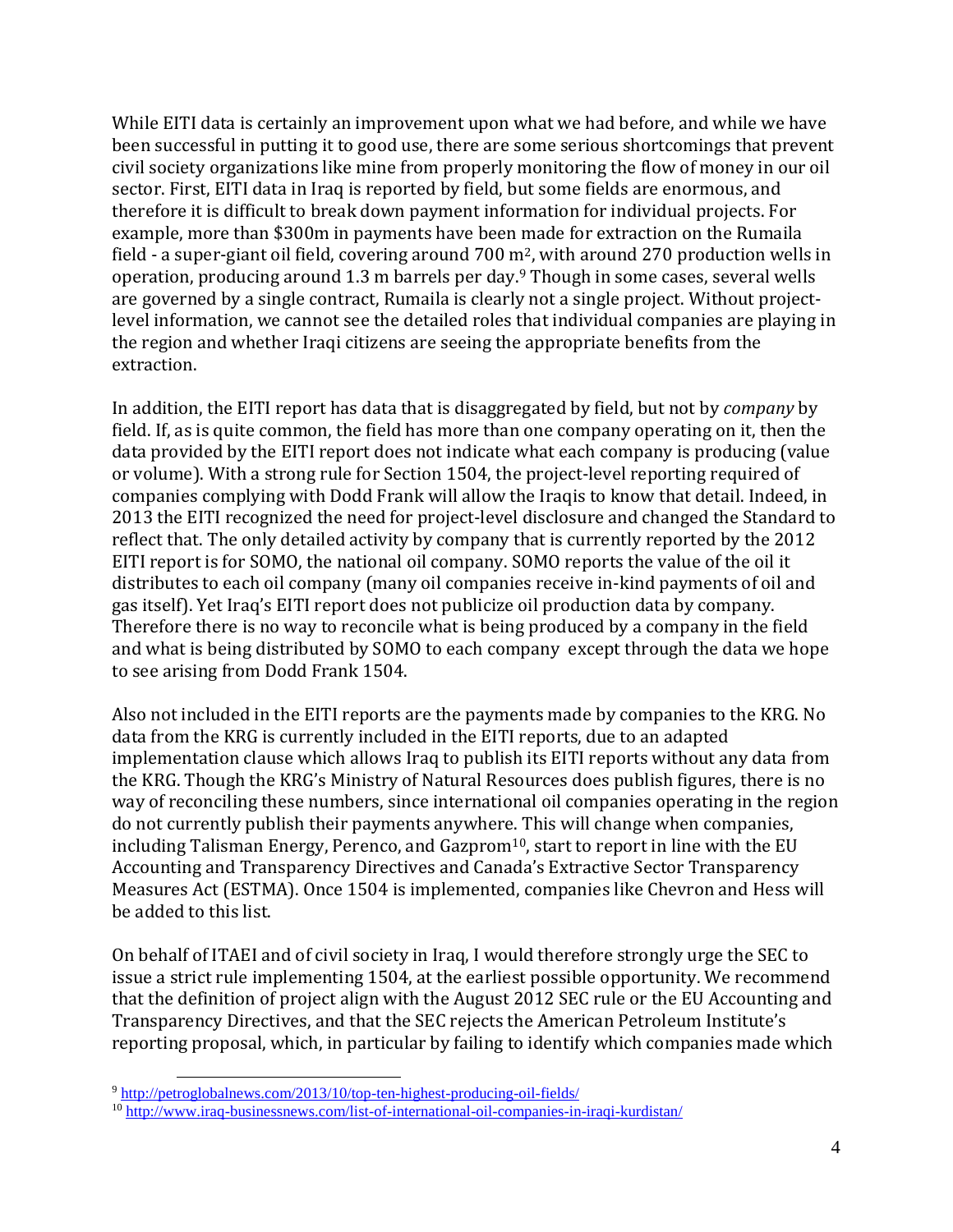While EITI data is certainly an improvement upon what we had before, and while we have been successful in putting it to good use, there are some serious shortcomings that prevent civil society organizations like mine from properly monitoring the flow of money in our oil sector. First, EITI data in Iraq is reported by field, but some fields are enormous, and therefore it is difficult to break down payment information for individual projects. For example, more than \$300m in payments have been made for extraction on the Rumaila field - a super-giant oil field, covering around 700 $m^2$, with around 270 production wells in operation, producing around 1.3 m barrels per day.[9] Though in some cases, several wells are governed by a single contract, Rumaila is clearly not a single project. Without project-level information, we cannot see the detailed roles that individual companies are playing in the region and whether Iraqi citizens are seeing the appropriate benefits from the extraction.

In addition, the EITI report has data that is disaggregated by field, but not by *company* by field. If, as is quite common, the field has more than one company operating on it, then the data provided by the EITI report does not indicate what each company is producing (value or volume). With a strong rule for Section 1504, the project-level reporting required of companies complying with Dodd Frank will allow the Iraqis to know that detail. Indeed, in 2013 the EITI recognized the need for project-level disclosure and changed the Standard to reflect that. The only detailed activity by company that is currently reported by the 2012 EITI report is for SOMO, the national oil company. SOMO reports the value of the oil it distributes to each oil company (many oil companies receive in-kind payments of oil and gas itself). Yet Iraq's EITI report does not publicize oil production data by company. Therefore there is no way to reconcile what is being produced by a company in the field and what is being distributed by SOMO to each company except through the data we hope to see arising from Dodd Frank 1504.

Also not included in the EITI reports are the payments made by companies to the KRG. No data from the KRG is currently included in the EITI reports, due to an adapted implementation clause which allows Iraq to publish its EITI reports without any data from the KRG. Though the KRG's Ministry of Natural Resources does publish figures, there is no way of reconciling these numbers, since international oil companies operating in the region do not currently publish their payments anywhere. This will change when companies, including Talisman Energy, Perenco, and Gazprom[10], start to report in line with the EU Accounting and Transparency Directives and Canada's Extractive Sector Transparency Measures Act (ESTMA). Once 1504 is implemented, companies like Chevron and Hess will be added to this list.

On behalf of ITAEI and of civil society in Iraq, I would therefore strongly urge the SEC to issue a strict rule implementing 1504, at the earliest possible opportunity. We recommend that the definition of project align with the August 2012 SEC rule or the EU Accounting and Transparency Directives, and that the SEC rejects the American Petroleum Institute's reporting proposal, which, in particular by failing to identify which companies made which

---

[9] http://petroglobalnews.com/2013/10/top-ten-highest-producing-oil-fields/

[10] http://www.iraq-businessnews.com/list-of-international-oil-companies-in-iraqi-kurdistan/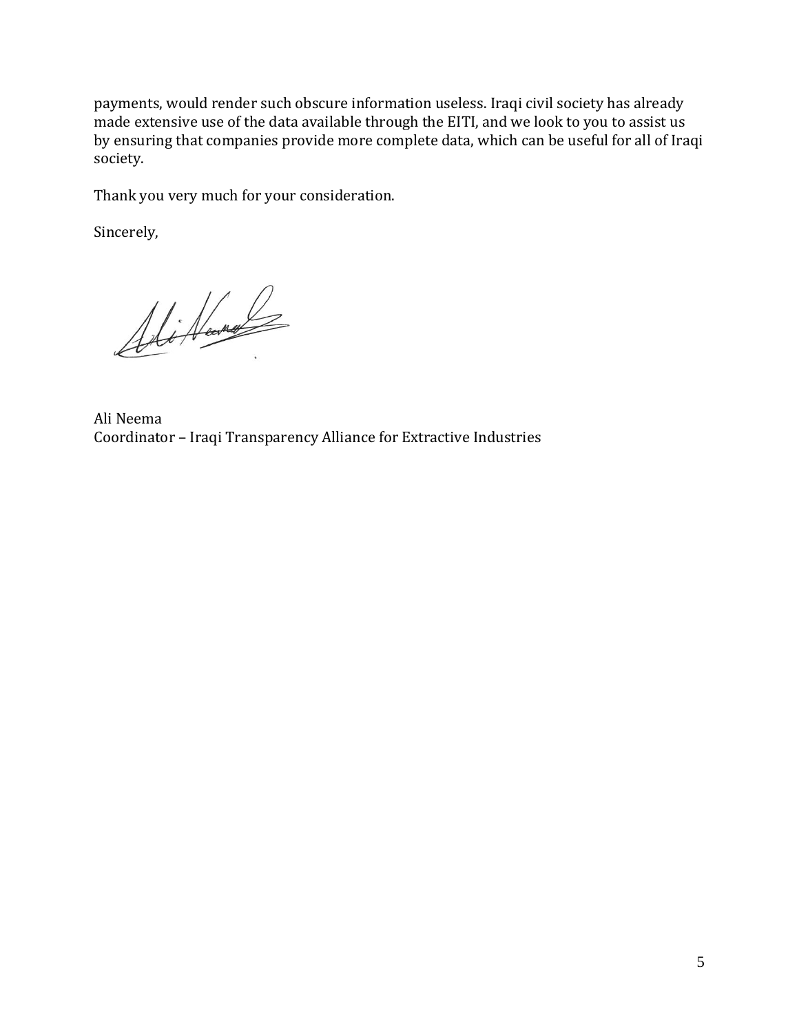payments, would render such obscure information useless. Iraqi civil society has already made extensive use of the data available through the EITI, and we look to you to assist us by ensuring that companies provide more complete data, which can be useful for all of Iraqi society.

Thank you very much for your consideration.

Sincerely,

Ali Neema
Coordinator – Iraqi Transparency Alliance for Extractive Industries